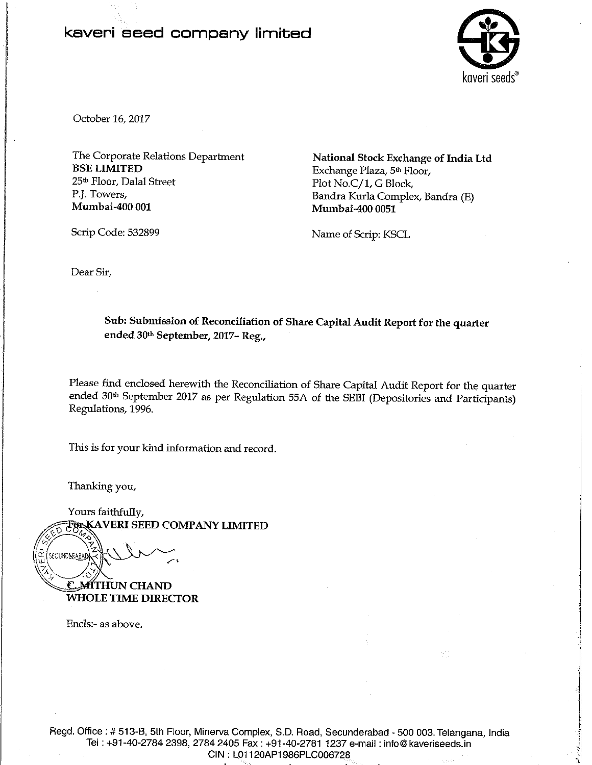# kaveri seed company limited

kaveri seeds®

October 16, 2017

The Corporate Relations Department
**BSE LIMITED**
25th Floor, Dalal Street
P.J. Towers,
**Mumbai-400 001**

Scrip Code: 532899

**National Stock Exchange of India Ltd**
Exchange Plaza, 5th Floor,
Plot No.C/1, G Block,
Bandra Kurla Complex, Bandra (E)
**Mumbai-400 0051**

Name of Scrip: KSCL

Dear Sir,

**Sub: Submission of Reconciliation of Share Capital Audit Report for the quarter ended 30th September, 2017- Reg.,**

Please find enclosed herewith the Reconciliation of Share Capital Audit Report for the quarter ended 30th September 2017 as per Regulation 55A of the SEBI (Depositories and Participants) Regulations, 1996.

This is for your kind information and record.

Thanking you,

Yours faithfully,
**For KAVERI SEED COMPANY LIMITED**

**C. MITHUN CHAND**
**WHOLE TIME DIRECTOR**

Encls:- as above.

Regd. Office : # 513-B, 5th Floor, Minerva Complex, S.D. Road, Secunderabad - 500 003. Telangana, India
Tel : +91-40-2784 2398, 2784 2405 Fax : +91-40-2781 1237 e-mail : info@kaveriseeds.in
CIN : L01120AP1986PLC006728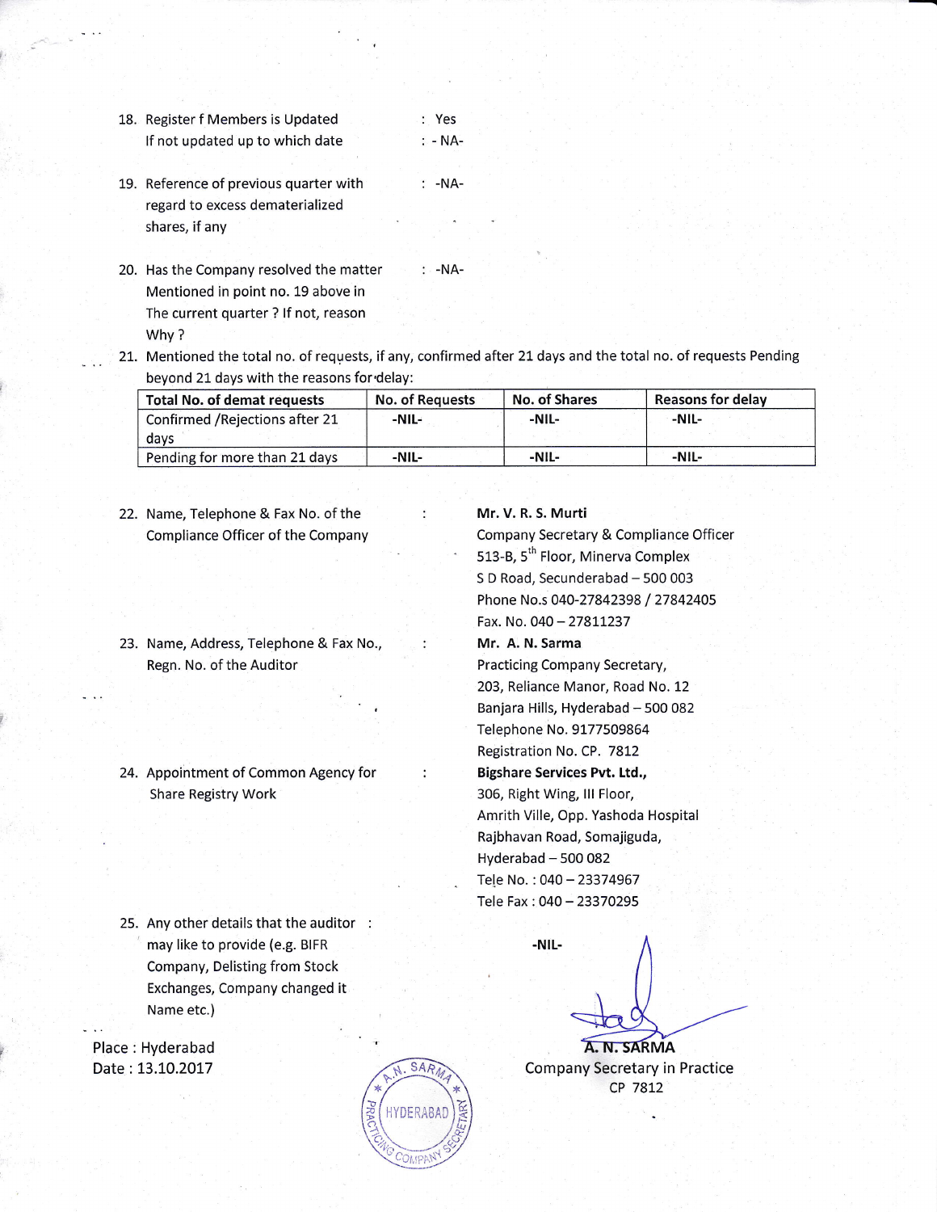18. Register f Members is Updated : Yes
    If not updated up to which date : - NA-

19. Reference of previous quarter with regard to excess dematerialized shares, if any : -NA-

20. Has the Company resolved the matter Mentioned in point no. 19 above in The current quarter ? If not, reason Why ? : -NA-

21. Mentioned the total no. of requests, if any, confirmed after 21 days and the total no. of requests Pending beyond 21 days with the reasons for delay:

| Total No. of demat requests | No. of Requests | No. of Shares | Reasons for delay |
|---|---|---|---|
| Confirmed /Rejections after 21 days | -NIL- | -NIL- | -NIL- |
| Pending for more than 21 days | -NIL- | -NIL- | -NIL- |

22. Name, Telephone & Fax No. of the Compliance Officer of the Company :
    **Mr. V. R. S. Murti**
    Company Secretary & Compliance Officer
    513-B, 5th Floor, Minerva Complex
    S D Road, Secunderabad – 500 003
    Phone No.s 040-27842398 / 27842405
    Fax. No. 040 – 27811237

23. Name, Address, Telephone & Fax No., Regn. No. of the Auditor :
    **Mr. A. N. Sarma**
    Practicing Company Secretary,
    203, Reliance Manor, Road No. 12
    Banjara Hills, Hyderabad – 500 082
    Telephone No. 9177509864
    Registration No. CP. 7812

24. Appointment of Common Agency for Share Registry Work :
    **Bigshare Services Pvt. Ltd.,**
    306, Right Wing, III Floor,
    Amrith Ville, Opp. Yashoda Hospital
    Rajbhavan Road, Somajiguda,
    Hyderabad – 500 082
    Tele No. : 040 – 23374967
    Tele Fax : 040 – 23370295

25. Any other details that the auditor may like to provide (e.g. BIFR Company, Delisting from Stock Exchanges, Company changed it Name etc.) : **-NIL-**

Place : Hyderabad
Date : 13.10.2017

**A. N. SARMA**
Company Secretary in Practice
CP 7812